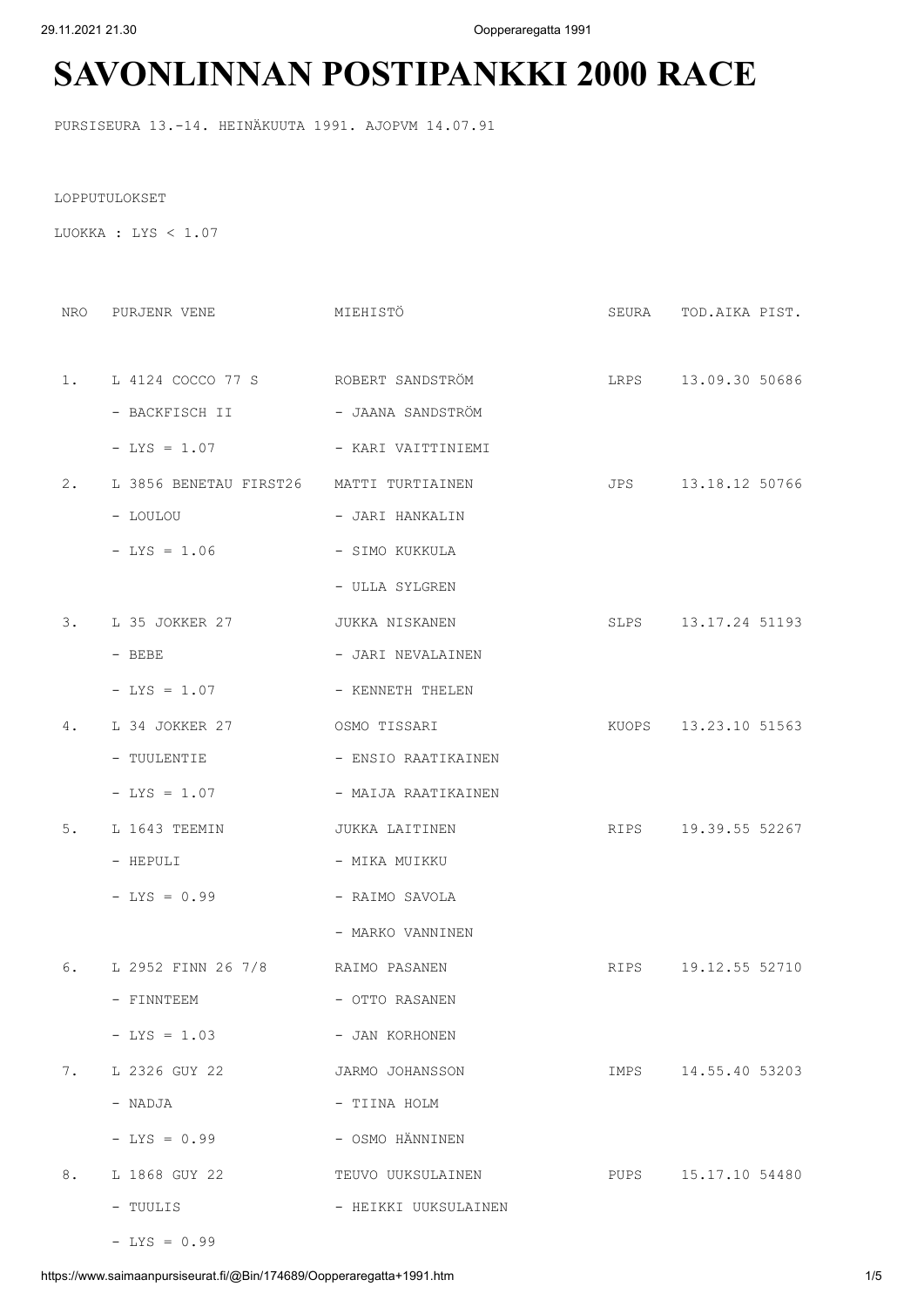# SAVONLINNAN POSTIPANKKI 2000 RACE

PURSISEURA 13.-14. HEINÄKUUTA 1991. AJOPVM 14.07.91

LOPPUTULOKSET

LUOKKA : LYS < 1.07

| NRO | PURJENR VENE | MIEHISTÖ | SEURA | TOD.AIKA | PIST. |
|---|---|---|---|---|---|
| 1. | L 4124 COCCO 77 S | ROBERT SANDSTRÖM | LRPS | 13.09.30 | 50686 |
| | - BACKFISCH II | - JAANA SANDSTRÖM | | | |
| | - LYS = 1.07 | - KARI VAITTINIEMI | | | |
| 2. | L 3856 BENETAU FIRST26 | MATTI TURTIAINEN | JPS | 13.18.12 | 50766 |
| | - LOULOU | - JARI HANKALIN | | | |
| | - LYS = 1.06 | - SIMO KUKKULA | | | |
| | | - ULLA SYLGREN | | | |
| 3. | L 35 JOKKER 27 | JUKKA NISKANEN | SLPS | 13.17.24 | 51193 |
| | - BEBE | - JARI NEVALAINEN | | | |
| | - LYS = 1.07 | - KENNETH THELEN | | | |
| 4. | L 34 JOKKER 27 | OSMO TISSARI | KUOPS | 13.23.10 | 51563 |
| | - TUULENTIE | - ENSIO RAATIKAINEN | | | |
| | - LYS = 1.07 | - MAIJA RAATIKAINEN | | | |
| 5. | L 1643 TEEMIN | JUKKA LAITINEN | RIPS | 19.39.55 | 52267 |
| | - HEPULI | - MIKA MUIKKU | | | |
| | - LYS = 0.99 | - RAIMO SAVOLA | | | |
| | | - MARKO VANNINEN | | | |
| 6. | L 2952 FINN 26 7/8 | RAIMO PASANEN | RIPS | 19.12.55 | 52710 |
| | - FINNTEEM | - OTTO RASANEN | | | |
| | - LYS = 1.03 | - JAN KORHONEN | | | |
| 7. | L 2326 GUY 22 | JARMO JOHANSSON | IMPS | 14.55.40 | 53203 |
| | - NADJA | - TIINA HOLM | | | |
| | - LYS = 0.99 | - OSMO HÄNNINEN | | | |
| 8. | L 1868 GUY 22 | TEUVO UUKSULAINEN | PUPS | 15.17.10 | 54480 |
| | - TUULIS | - HEIKKI UUKSULAINEN | | | |
| | - LYS = 0.99 | | | | |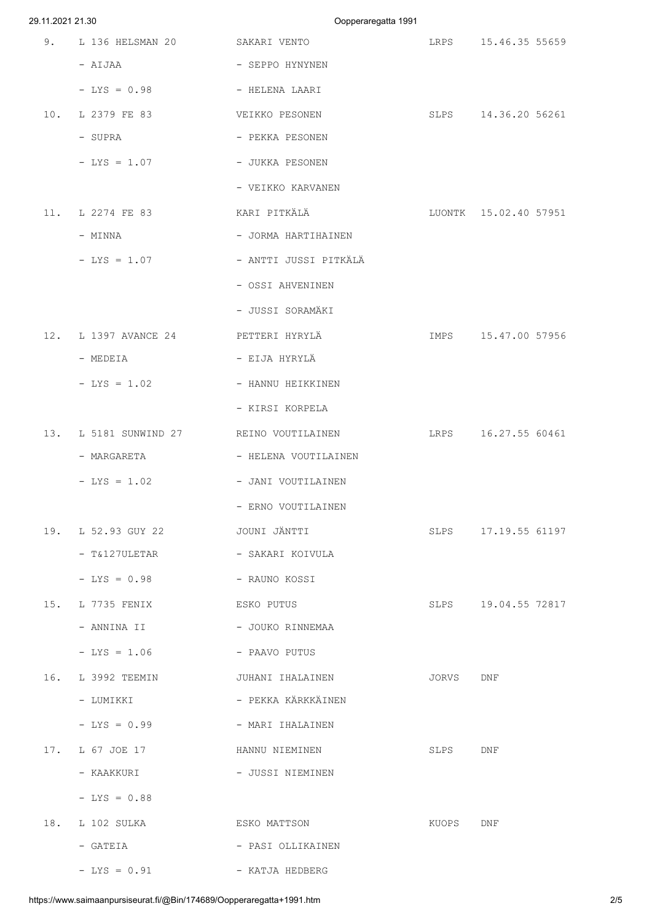```
 9.   L 136 HELSMAN 20       SAKARI VENTO              LRPS    15.46.35 55659
      - AIJAA                - SEPPO HYNYNEN
      - LYS = 0.98           - HELENA LAARI
10.   L 2379 FE 83           VEIKKO PESONEN            SLPS    14.36.20 56261
      - SUPRA                - PEKKA PESONEN
      - LYS = 1.07           - JUKKA PESONEN
                             - VEIKKO KARVANEN
11.   L 2274 FE 83           KARI PITKÄLÄ              LUONTK  15.02.40 57951
      - MINNA                - JORMA HARTIHAINEN
      - LYS = 1.07           - ANTTI JUSSI PITKÄLÄ
                             - OSSI AHVENINEN
                             - JUSSI SORAMÄKI
12.   L 1397 AVANCE 24       PETTERI HYRYLÄ            IMPS    15.47.00 57956
      - MEDEIA               - EIJA HYRYLÄ
      - LYS = 1.02           - HANNU HEIKKINEN
                             - KIRSI KORPELA
13.   L 5181 SUNWIND 27      REINO VOUTILAINEN         LRPS    16.27.55 60461
      - MARGARETA            - HELENA VOUTILAINEN
      - LYS = 1.02           - JANI VOUTILAINEN
                             - ERNO VOUTILAINEN
19.   L 52.93 GUY 22         JOUNI JÄNTTI              SLPS    17.19.55 61197
      - T&127ULETAR          - SAKARI KOIVULA
      - LYS = 0.98           - RAUNO KOSSI
15.   L 7735 FENIX           ESKO PUTUS                SLPS    19.04.55 72817
      - ANNINA II            - JOUKO RINNEMAA
      - LYS = 1.06           - PAAVO PUTUS
16.   L 3992 TEEMIN          JUHANI IHALAINEN          JORVS   DNF
      - LUMIKKI              - PEKKA KÄRKKÄINEN
      - LYS = 0.99           - MARI IHALAINEN
17.   L 67 JOE 17            HANNU NIEMINEN            SLPS    DNF
      - KAAKKURI             - JUSSI NIEMINEN
      - LYS = 0.88
18.   L 102 SULKA            ESKO MATTSON              KUOPS   DNF
      - GATEIA               - PASI OLLIKAINEN
      - LYS = 0.91           - KATJA HEDBERG
```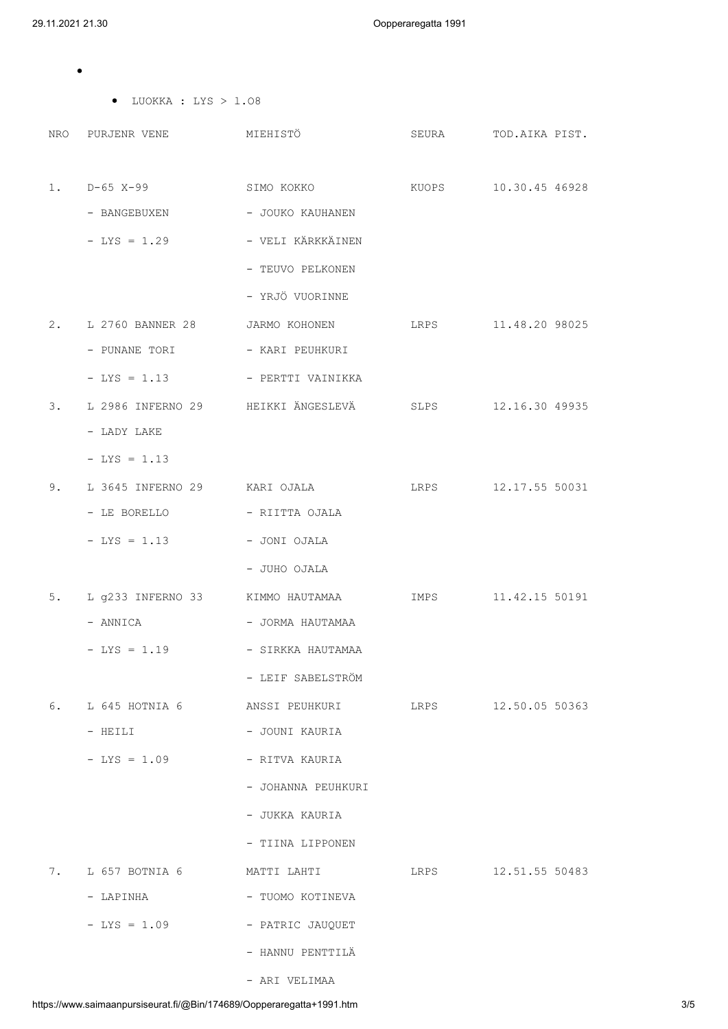- LUOKKA : LYS > 1.08

| NRO | PURJENR VENE | MIEHISTÖ | SEURA | TOD.AIKA | PIST. |
|---|---|---|---|---|---|
| 1. | D-65 X-99 | SIMO KOKKO | KUOPS | 10.30.45 | 46928 |
| | - BANGEBUXEN | - JOUKO KAUHANEN | | | |
| | - LYS = 1.29 | - VELI KÄRKKÄINEN | | | |
| | | - TEUVO PELKONEN | | | |
| | | - YRJÖ VUORINNE | | | |
| 2. | L 2760 BANNER 28 | JARMO KOHONEN | LRPS | 11.48.20 | 98025 |
| | - PUNANE TORI | - KARI PEUHKURI | | | |
| | - LYS = 1.13 | - PERTTI VAINIKKA | | | |
| 3. | L 2986 INFERNO 29 | HEIKKI ÄNGESLEVÄ | SLPS | 12.16.30 | 49935 |
| | - LADY LAKE | | | | |
| | - LYS = 1.13 | | | | |
| 9. | L 3645 INFERNO 29 | KARI OJALA | LRPS | 12.17.55 | 50031 |
| | - LE BORELLO | - RIITTA OJALA | | | |
| | - LYS = 1.13 | - JONI OJALA | | | |
| | | - JUHO OJALA | | | |
| 5. | L g233 INFERNO 33 | KIMMO HAUTAMAA | IMPS | 11.42.15 | 50191 |
| | - ANNICA | - JORMA HAUTAMAA | | | |
| | - LYS = 1.19 | - SIRKKA HAUTAMAA | | | |
| | | - LEIF SABELSTRÖM | | | |
| 6. | L 645 HOTNIA 6 | ANSSI PEUHKURI | LRPS | 12.50.05 | 50363 |
| | - HEILI | - JOUNI KAURIA | | | |
| | - LYS = 1.09 | - RITVA KAURIA | | | |
| | | - JOHANNA PEUHKURI | | | |
| | | - JUKKA KAURIA | | | |
| | | - TIINA LIPPONEN | | | |
| 7. | L 657 BOTNIA 6 | MATTI LAHTI | LRPS | 12.51.55 | 50483 |
| | - LAPINHA | - TUOMO KOTINEVA | | | |
| | - LYS = 1.09 | - PATRIC JAUQUET | | | |
| | | - HANNU PENTTILÄ | | | |
| | | - ARI VELIMAA | | | |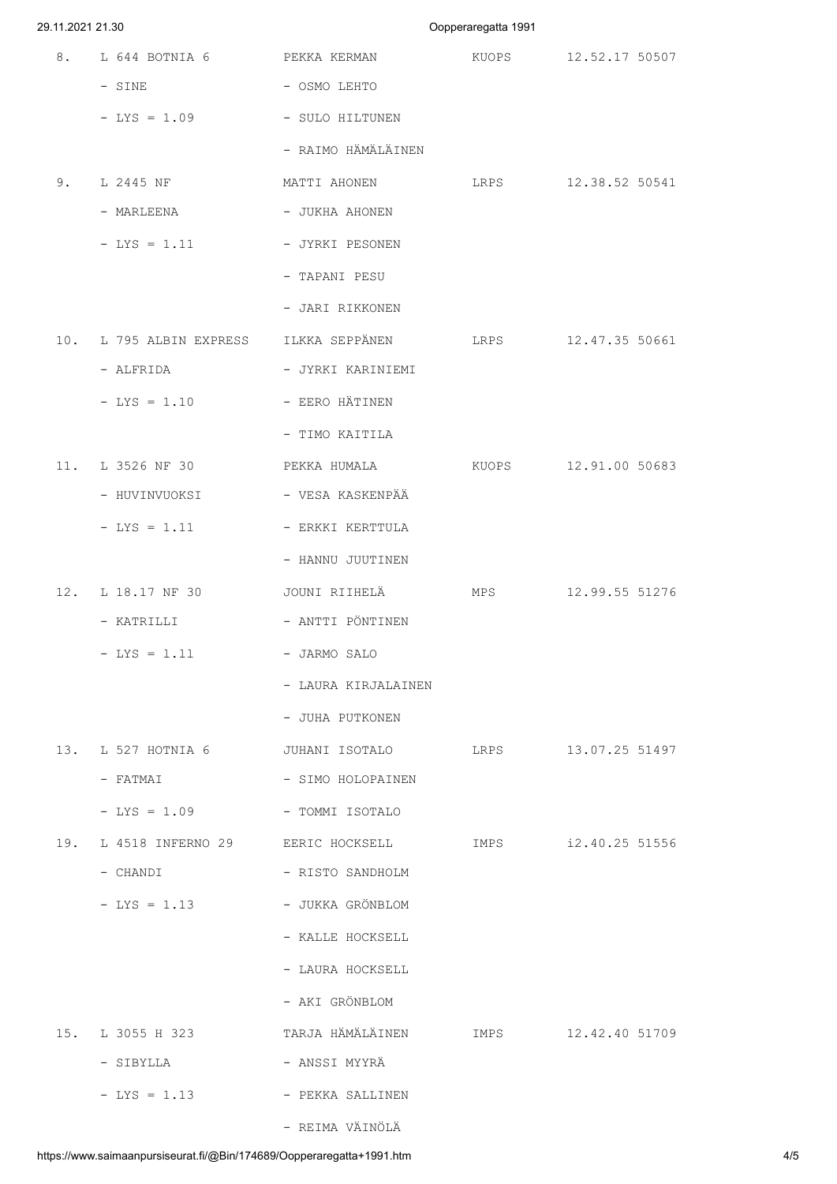```
8.   L 644 BOTNIA 6         PEKKA KERMAN          KUOPS    12.52.17 50507
     - SINE                 - OSMO LEHTO
     - LYS = 1.09           - SULO HILTUNEN
                            - RAIMO HÄMÄLÄINEN
9.   L 2445 NF              MATTI AHONEN          LRPS     12.38.52 50541
     - MARLEENA             - JUKHA AHONEN
     - LYS = 1.11           - JYRKI PESONEN
                            - TAPANI PESU
                            - JARI RIKKONEN
10.  L 795 ALBIN EXPRESS    ILKKA SEPPÄNEN        LRPS     12.47.35 50661
     - ALFRIDA              - JYRKI KARINIEMI
     - LYS = 1.10           - EERO HÄTINEN
                            - TIMO KAITILA
11.  L 3526 NF 30           PEKKA HUMALA          KUOPS    12.91.00 50683
     - HUVINVUOKSI          - VESA KASKENPÄÄ
     - LYS = 1.11           - ERKKI KERTTULA
                            - HANNU JUUTINEN
12.  L 18.17 NF 30          JOUNI RIIHELÄ         MPS      12.99.55 51276
     - KATRILLI             - ANTTI PÖNTINEN
     - LYS = 1.11           - JARMO SALO
                            - LAURA KIRJALAINEN
                            - JUHA PUTKONEN
13.  L 527 HOTNIA 6         JUHANI ISOTALO        LRPS     13.07.25 51497
     - FATMAI               - SIMO HOLOPAINEN
     - LYS = 1.09           - TOMMI ISOTALO
19.  L 4518 INFERNO 29      EERIC HOCKSELL        IMPS     i2.40.25 51556
     - CHANDI               - RISTO SANDHOLM
     - LYS = 1.13           - JUKKA GRÖNBLOM
                            - KALLE HOCKSELL
                            - LAURA HOCKSELL
                            - AKI GRÖNBLOM
15.  L 3055 H 323           TARJA HÄMÄLÄINEN      IMPS     12.42.40 51709
     - SIBYLLA              - ANSSI MYYRÄ
     - LYS = 1.13           - PEKKA SALLINEN
                            - REIMA VÄINÖLÄ
```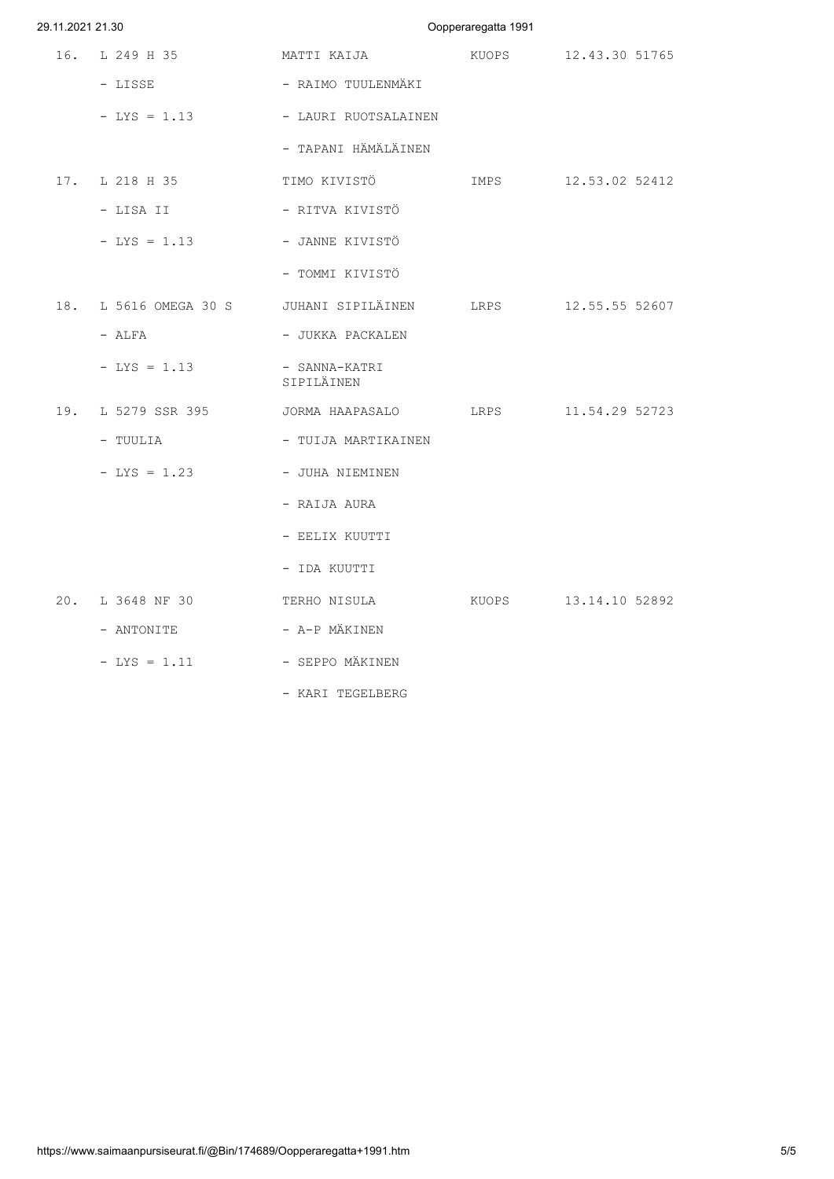| | | | | |
|---|---|---|---|---|
| 16. | L 249 H 35 | MATTI KAIJA | KUOPS | 12.43.30 51765 |
| | - LISSE | - RAIMO TUULENMÄKI | | |
| | - LYS = 1.13 | - LAURI RUOTSALAINEN | | |
| | | - TAPANI HÄMÄLÄINEN | | |
| 17. | L 218 H 35 | TIMO KIVISTÖ | IMPS | 12.53.02 52412 |
| | - LISA II | - RITVA KIVISTÖ | | |
| | - LYS = 1.13 | - JANNE KIVISTÖ | | |
| | | - TOMMI KIVISTÖ | | |
| 18. | L 5616 OMEGA 30 S | JUHANI SIPILÄINEN | LRPS | 12.55.55 52607 |
| | - ALFA | - JUKKA PACKALEN | | |
| | - LYS = 1.13 | - SANNA-KATRI SIPILÄINEN | | |
| 19. | L 5279 SSR 395 | JORMA HAAPASALO | LRPS | 11.54.29 52723 |
| | - TUULIA | - TUIJA MARTIKAINEN | | |
| | - LYS = 1.23 | - JUHA NIEMINEN | | |
| | | - RAIJA AURA | | |
| | | - EELIX KUUTTI | | |
| | | - IDA KUUTTI | | |
| 20. | L 3648 NF 30 | TERHO NISULA | KUOPS | 13.14.10 52892 |
| | - ANTONITE | - A-P MÄKINEN | | |
| | - LYS = 1.11 | - SEPPO MÄKINEN | | |
| | | - KARI TEGELBERG | | |